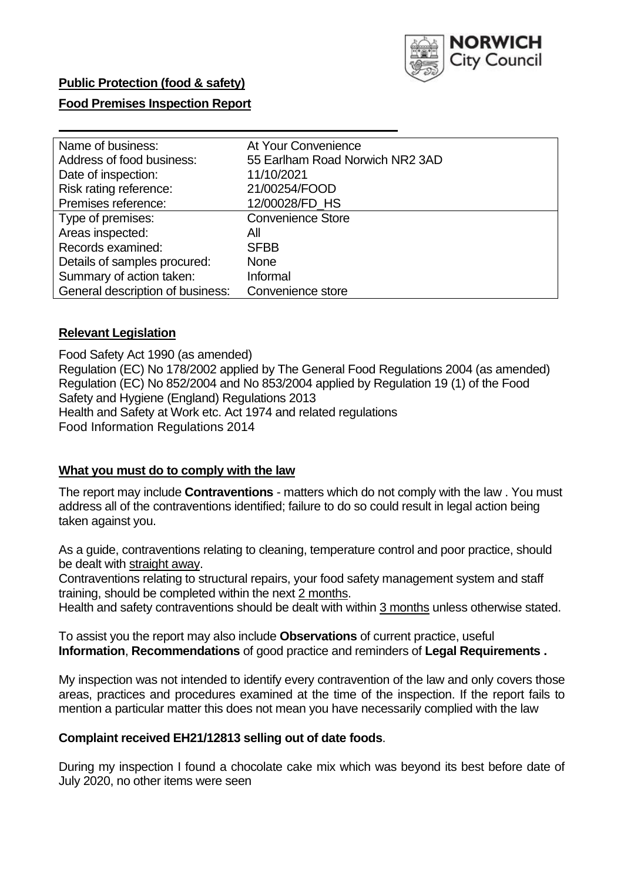**Public Protection (food & safety)**

**Food Premises Inspection Report**

| Name of business: | At Your Convenience |
|---|---|
| Address of food business: | 55 Earlham Road Norwich NR2 3AD |
| Date of inspection: | 11/10/2021 |
| Risk rating reference: | 21/00254/FOOD |
| Premises reference: | 12/00028/FD_HS |
| Type of premises: | Convenience Store |
| Areas inspected: | All |
| Records examined: | SFBB |
| Details of samples procured: | None |
| Summary of action taken: | Informal |
| General description of business: | Convenience store |

## Relevant Legislation

Food Safety Act 1990 (as amended)
Regulation (EC) No 178/2002 applied by The General Food Regulations 2004 (as amended)
Regulation (EC) No 852/2004 and No 853/2004 applied by Regulation 19 (1) of the Food Safety and Hygiene (England) Regulations 2013
Health and Safety at Work etc. Act 1974 and related regulations
Food Information Regulations 2014

## What you must do to comply with the law

The report may include **Contraventions** - matters which do not comply with the law . You must address all of the contraventions identified; failure to do so could result in legal action being taken against you.

As a guide, contraventions relating to cleaning, temperature control and poor practice, should be dealt with straight away.
Contraventions relating to structural repairs, your food safety management system and staff training, should be completed within the next 2 months.
Health and safety contraventions should be dealt with within 3 months unless otherwise stated.

To assist you the report may also include **Observations** of current practice, useful **Information**, **Recommendations** of good practice and reminders of **Legal Requirements .**

My inspection was not intended to identify every contravention of the law and only covers those areas, practices and procedures examined at the time of the inspection. If the report fails to mention a particular matter this does not mean you have necessarily complied with the law

**Complaint received EH21/12813 selling out of date foods**.

During my inspection I found a chocolate cake mix which was beyond its best before date of July 2020, no other items were seen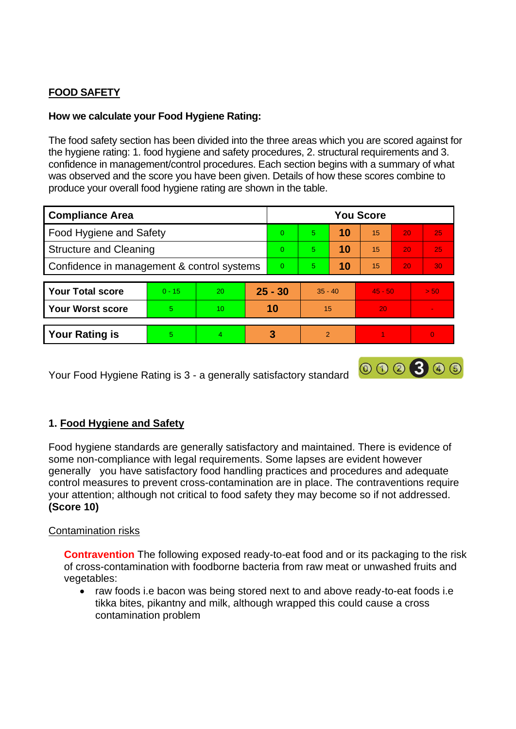## FOOD SAFETY

**How we calculate your Food Hygiene Rating:**

The food safety section has been divided into the three areas which you are scored against for the hygiene rating: 1. food hygiene and safety procedures, 2. structural requirements and 3. confidence in management/control procedures. Each section begins with a summary of what was observed and the score you have been given. Details of how these scores combine to produce your overall food hygiene rating are shown in the table.

| Compliance Area | You Score | | | | | |
|---|---|---|---|---|---|---|
| Food Hygiene and Safety | 0 | 5 | **10** | 15 | 20 | 25 |
| Structure and Cleaning | 0 | 5 | **10** | 15 | 20 | 25 |
| Confidence in management & control systems | 0 | 5 | **10** | 15 | 20 | 30 |

| | | | | | | |
|---|---|---|---|---|---|---|
| **Your Total score** | 0 - 15 | 20 | **25 - 30** | 35 - 40 | 45 - 50 | > 50 |
| **Your Worst score** | 5 | 10 | **10** | 15 | 20 | - |

| | | | | | | |
|---|---|---|---|---|---|---|
| **Your Rating is** | 5 | 4 | **3** | 2 | 1 | 0 |

Your Food Hygiene Rating is 3 - a generally satisfactory standard

### 1. Food Hygiene and Safety

Food hygiene standards are generally satisfactory and maintained. There is evidence of some non-compliance with legal requirements. Some lapses are evident however generally you have satisfactory food handling practices and procedures and adequate control measures to prevent cross-contamination are in place. The contraventions require your attention; although not critical to food safety they may become so if not addressed. **(Score 10)**

Contamination risks

**Contravention** The following exposed ready-to-eat food and or its packaging to the risk of cross-contamination with foodborne bacteria from raw meat or unwashed fruits and vegetables:

- raw foods i.e bacon was being stored next to and above ready-to-eat foods i.e tikka bites, pikantny and milk, although wrapped this could cause a cross contamination problem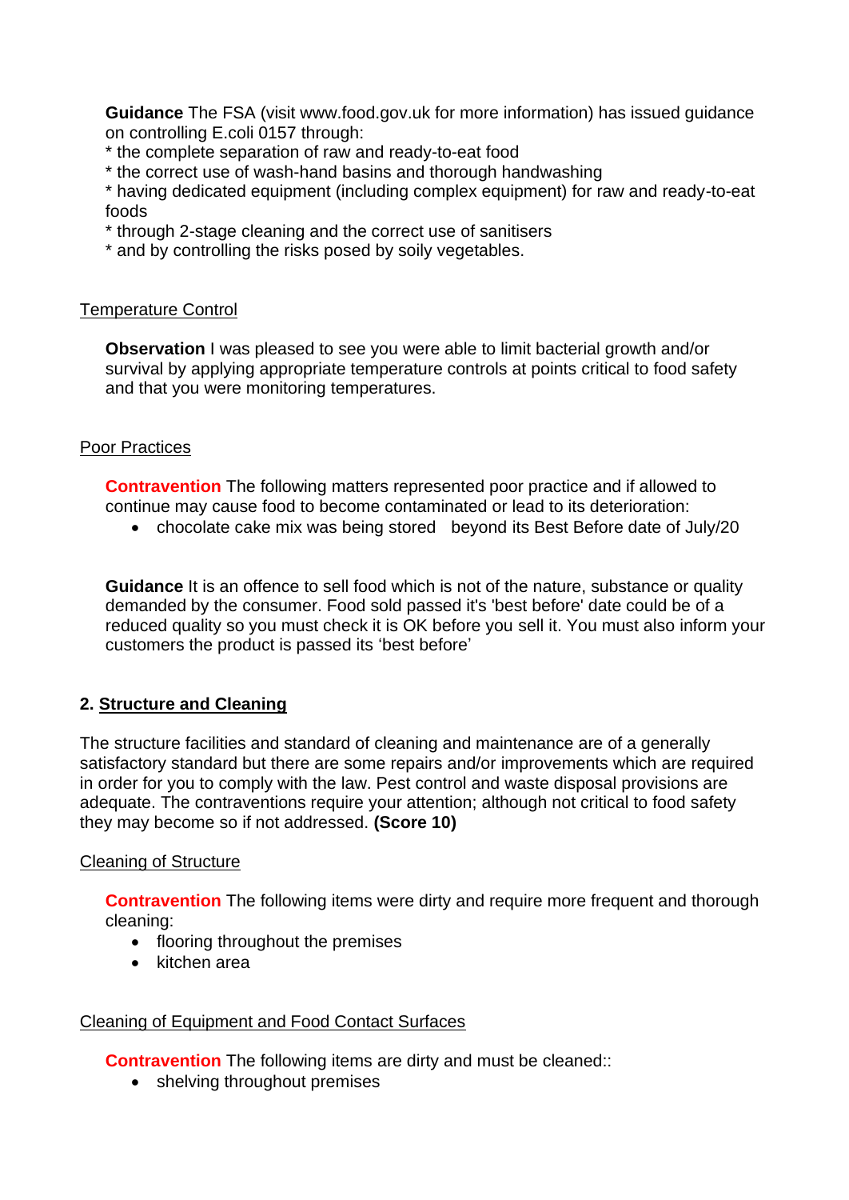**Guidance** The FSA (visit www.food.gov.uk for more information) has issued guidance on controlling E.coli 0157 through:
* the complete separation of raw and ready-to-eat food
* the correct use of wash-hand basins and thorough handwashing
* having dedicated equipment (including complex equipment) for raw and ready-to-eat foods
* through 2-stage cleaning and the correct use of sanitisers
* and by controlling the risks posed by soily vegetables.

Temperature Control

**Observation** I was pleased to see you were able to limit bacterial growth and/or survival by applying appropriate temperature controls at points critical to food safety and that you were monitoring temperatures.

Poor Practices

**Contravention** The following matters represented poor practice and if allowed to continue may cause food to become contaminated or lead to its deterioration:

- chocolate cake mix was being stored beyond its Best Before date of July/20

**Guidance** It is an offence to sell food which is not of the nature, substance or quality demanded by the consumer. Food sold passed it's 'best before' date could be of a reduced quality so you must check it is OK before you sell it. You must also inform your customers the product is passed its 'best before'

## 2. Structure and Cleaning

The structure facilities and standard of cleaning and maintenance are of a generally satisfactory standard but there are some repairs and/or improvements which are required in order for you to comply with the law. Pest control and waste disposal provisions are adequate. The contraventions require your attention; although not critical to food safety they may become so if not addressed. **(Score 10)**

Cleaning of Structure

**Contravention** The following items were dirty and require more frequent and thorough cleaning:

- flooring throughout the premises
- kitchen area

Cleaning of Equipment and Food Contact Surfaces

**Contravention** The following items are dirty and must be cleaned::

- shelving throughout premises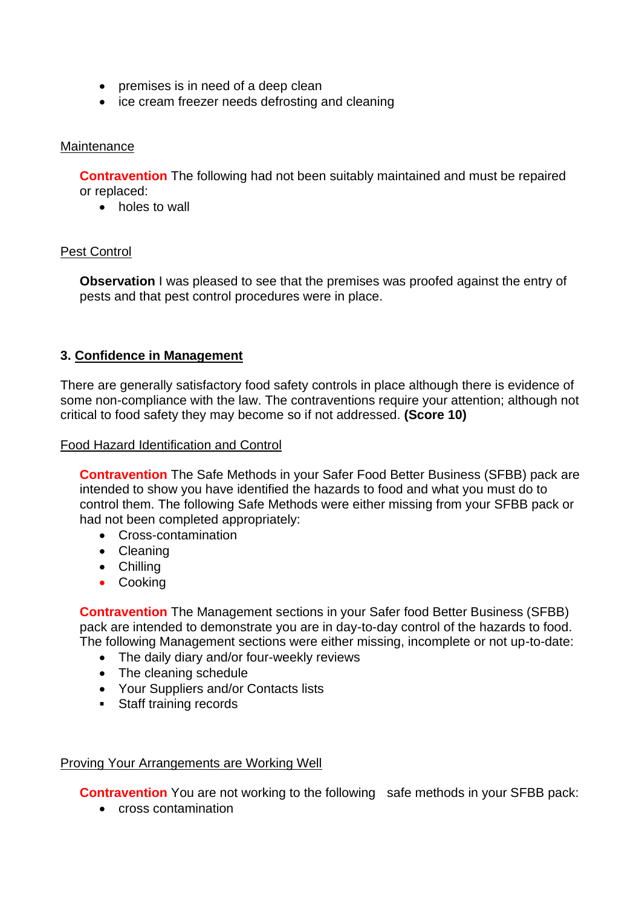- premises is in need of a deep clean
- ice cream freezer needs defrosting and cleaning

Maintenance

**Contravention** The following had not been suitably maintained and must be repaired or replaced:

- holes to wall

Pest Control

**Observation** I was pleased to see that the premises was proofed against the entry of pests and that pest control procedures were in place.

## 3. Confidence in Management

There are generally satisfactory food safety controls in place although there is evidence of some non-compliance with the law. The contraventions require your attention; although not critical to food safety they may become so if not addressed. **(Score 10)**

Food Hazard Identification and Control

**Contravention** The Safe Methods in your Safer Food Better Business (SFBB) pack are intended to show you have identified the hazards to food and what you must do to control them. The following Safe Methods were either missing from your SFBB pack or had not been completed appropriately:

- Cross-contamination
- Cleaning
- Chilling
- Cooking

**Contravention** The Management sections in your Safer food Better Business (SFBB) pack are intended to demonstrate you are in day-to-day control of the hazards to food. The following Management sections were either missing, incomplete or not up-to-date:

- The daily diary and/or four-weekly reviews
- The cleaning schedule
- Your Suppliers and/or Contacts lists
- Staff training records

Proving Your Arrangements are Working Well

**Contravention** You are not working to the following safe methods in your SFBB pack:

- cross contamination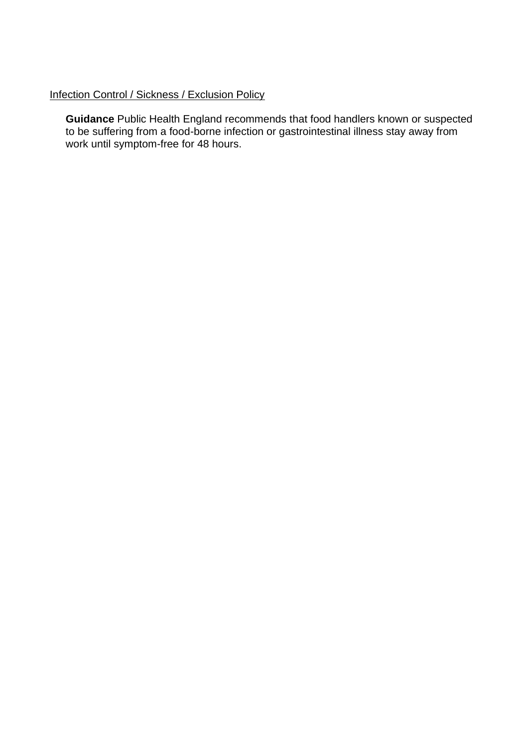<u>Infection Control / Sickness / Exclusion Policy</u>

**Guidance** Public Health England recommends that food handlers known or suspected to be suffering from a food-borne infection or gastrointestinal illness stay away from work until symptom-free for 48 hours.